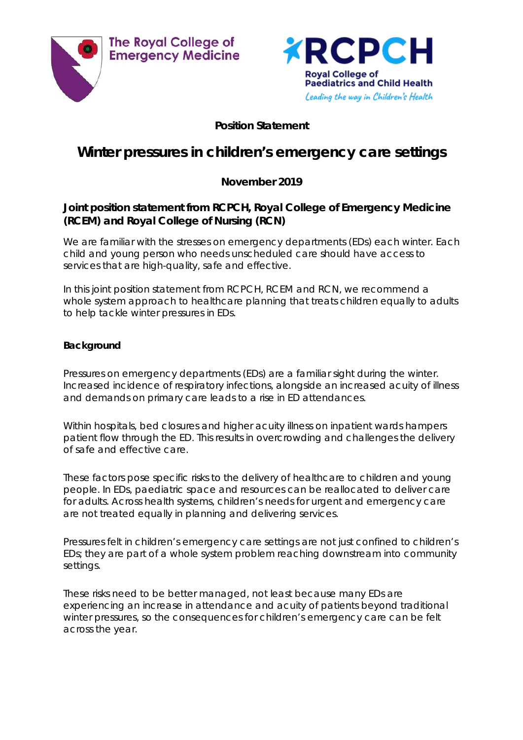The Royal College of Emergency Medicine

RCPCH
Royal College of Paediatrics and Child Health
*Leading the way in Children's Health*

**Position Statement**

# Winter pressures in children's emergency care settings

**November 2019**

### Joint position statement from RCPCH, Royal College of Emergency Medicine (RCEM) and Royal College of Nursing (RCN)

We are familiar with the stresses on emergency departments (EDs) each winter. Each child and young person who needs unscheduled care should have access to services that are high-quality, safe and effective.

In this joint position statement from RCPCH, RCEM and RCN, we recommend a whole system approach to healthcare planning that treats children equally to adults to help tackle winter pressures in EDs.

**Background**

Pressures on emergency departments (EDs) are a familiar sight during the winter. Increased incidence of respiratory infections, alongside an increased acuity of illness and demands on primary care leads to a rise in ED attendances.

Within hospitals, bed closures and higher acuity illness on inpatient wards hampers patient flow through the ED. This results in overcrowding and challenges the delivery of safe and effective care.

These factors pose specific risks to the delivery of healthcare to children and young people. In EDs, paediatric space and resources can be reallocated to deliver care for adults. Across health systems, children's needs for urgent and emergency care are not treated equally in planning and delivering services.

Pressures felt in children's emergency care settings are not just confined to children's EDs; they are part of a whole system problem reaching downstream into community settings.

These risks need to be better managed, not least because many EDs are experiencing an increase in attendance and acuity of patients beyond traditional winter pressures, so the consequences for children's emergency care can be felt across the year.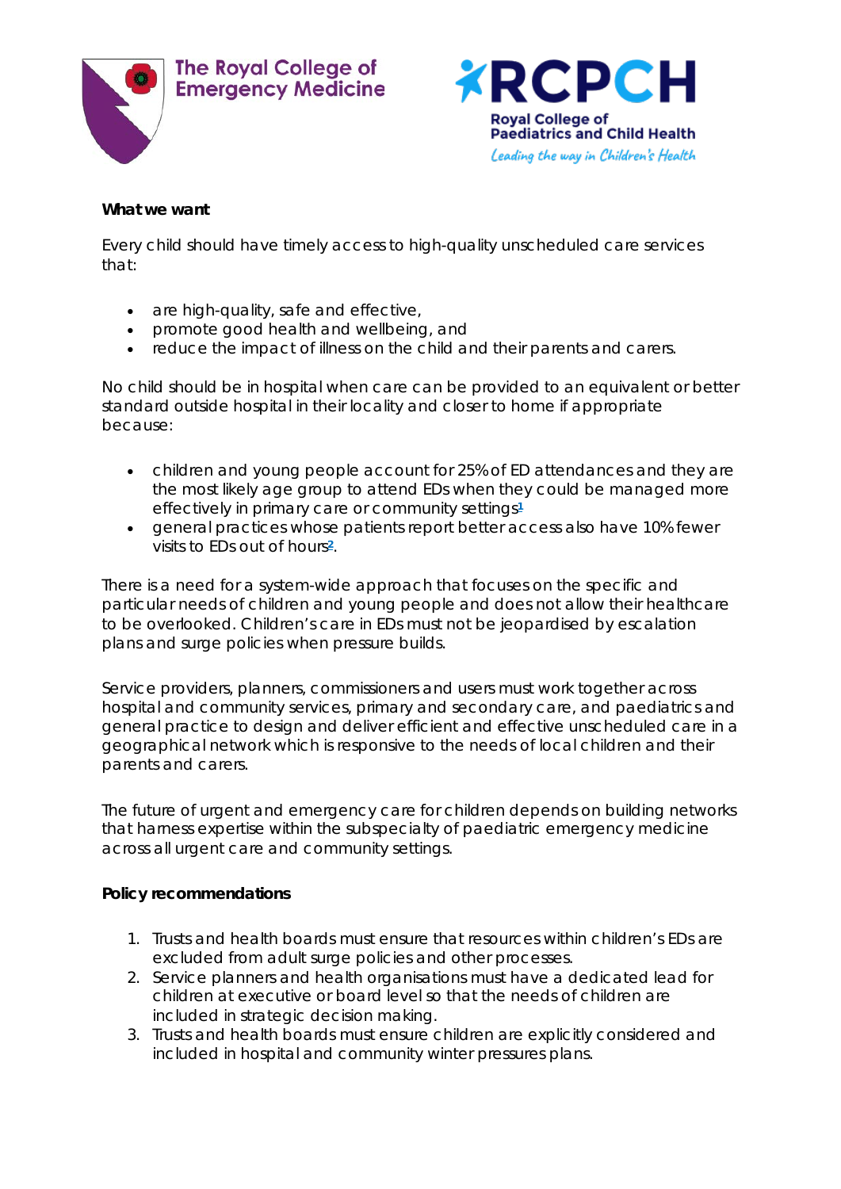**What we want**

Every child should have timely access to high-quality unscheduled care services that:

- are high-quality, safe and effective,
- promote good health and wellbeing, and
- reduce the impact of illness on the child and their parents and carers.

No child should be in hospital when care can be provided to an equivalent or better standard outside hospital in their locality and closer to home if appropriate because:

- children and young people account for 25% of ED attendances and they are the most likely age group to attend EDs when they could be managed more effectively in primary care or community settings[1]
- general practices whose patients report better access also have 10% fewer visits to EDs out of hours[2].

There is a need for a system-wide approach that focuses on the specific and particular needs of children and young people and does not allow their healthcare to be overlooked. Children's care in EDs must not be jeopardised by escalation plans and surge policies when pressure builds.

Service providers, planners, commissioners and users must work together across hospital and community services, primary and secondary care, and paediatrics and general practice to design and deliver efficient and effective unscheduled care in a geographical network which is responsive to the needs of local children and their parents and carers.

The future of urgent and emergency care for children depends on building networks that harness expertise within the subspecialty of paediatric emergency medicine across all urgent care and community settings.

**Policy recommendations**

1. Trusts and health boards must ensure that resources within children's EDs are excluded from adult surge policies and other processes.
2. Service planners and health organisations must have a dedicated lead for children at executive or board level so that the needs of children are included in strategic decision making.
3. Trusts and health boards must ensure children are explicitly considered and included in hospital and community winter pressures plans.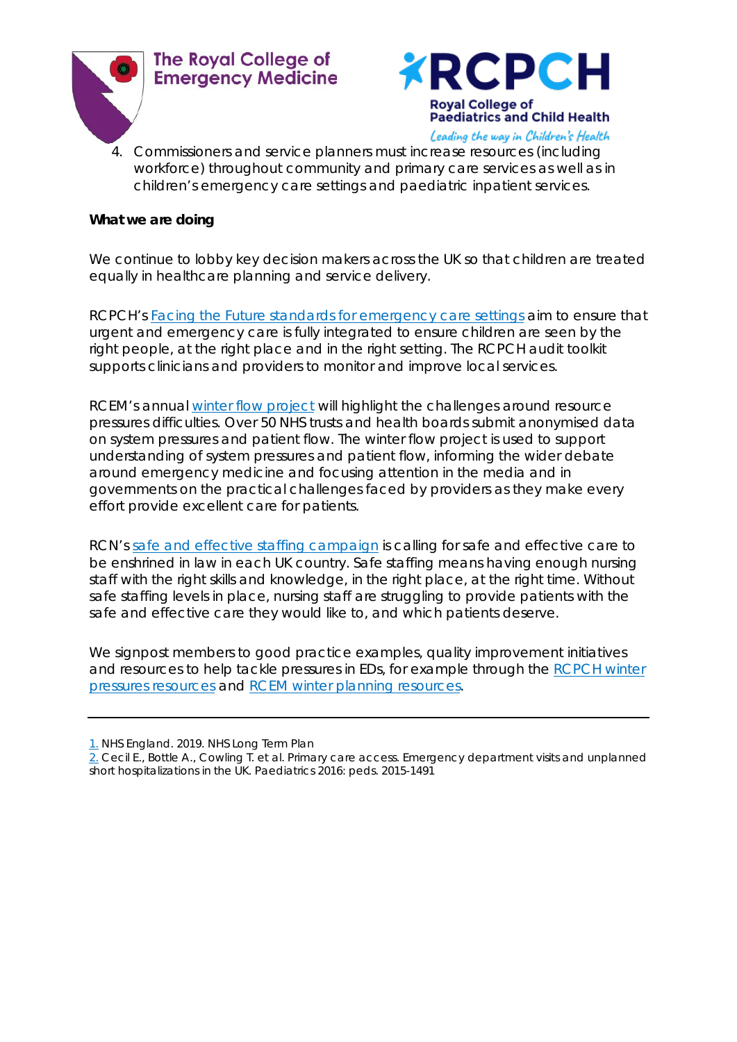4. Commissioners and service planners must increase resources (including workforce) throughout community and primary care services as well as in children's emergency care settings and paediatric inpatient services.

**What we are doing**

We continue to lobby key decision makers across the UK so that children are treated equally in healthcare planning and service delivery.

RCPCH's Facing the Future standards for emergency care settings aim to ensure that urgent and emergency care is fully integrated to ensure children are seen by the right people, at the right place and in the right setting. The RCPCH audit toolkit supports clinicians and providers to monitor and improve local services.

RCEM's annual winter flow project will highlight the challenges around resource pressures difficulties. Over 50 NHS trusts and health boards submit anonymised data on system pressures and patient flow. The winter flow project is used to support understanding of system pressures and patient flow, informing the wider debate around emergency medicine and focusing attention in the media and in governments on the practical challenges faced by providers as they make every effort provide excellent care for patients.

RCN's safe and effective staffing campaign is calling for safe and effective care to be enshrined in law in each UK country. Safe staffing means having enough nursing staff with the right skills and knowledge, in the right place, at the right time. Without safe staffing levels in place, nursing staff are struggling to provide patients with the safe and effective care they would like to, and which patients deserve.

We signpost members to good practice examples, quality improvement initiatives and resources to help tackle pressures in EDs, for example through the RCPCH winter pressures resources and RCEM winter planning resources.

---

1. NHS England. 2019. NHS Long Term Plan
2. Cecil E., Bottle A., Cowling T. et al. Primary care access. Emergency department visits and unplanned short hospitalizations in the UK. Paediatrics 2016: peds. 2015-1491